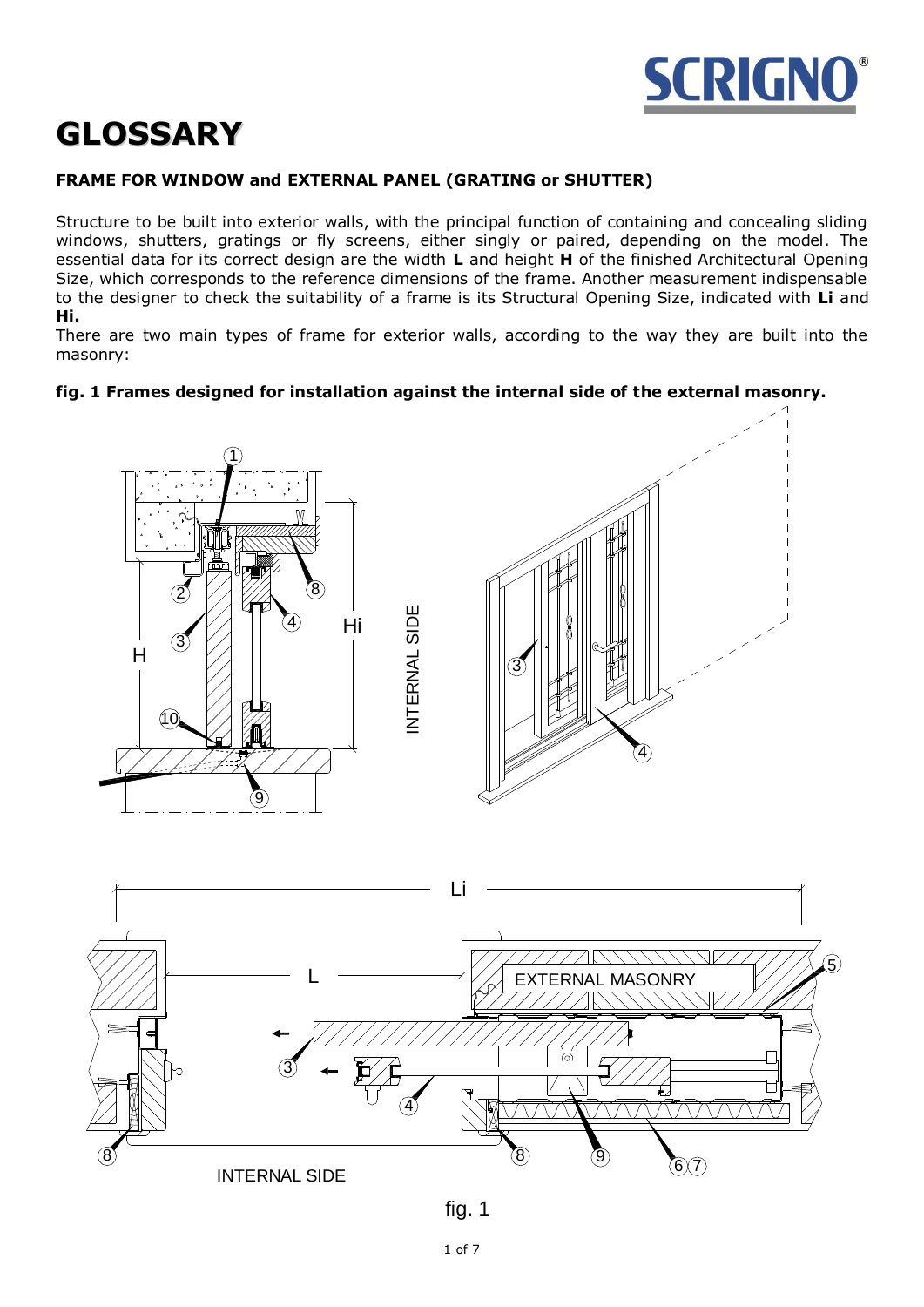# GLOSSARY

**FRAME FOR WINDOW and EXTERNAL PANEL (GRATING or SHUTTER)**

Structure to be built into exterior walls, with the principal function of containing and concealing sliding windows, shutters, gratings or fly screens, either singly or paired, depending on the model. The essential data for its correct design are the width **L** and height **H** of the finished Architectural Opening Size, which corresponds to the reference dimensions of the frame. Another measurement indispensable to the designer to check the suitability of a frame is its Structural Opening Size, indicated with **Li** and **Hi.**

There are two main types of frame for exterior walls, according to the way they are built into the masonry:

**fig. 1 Frames designed for installation against the internal side of the external masonry.**

fig. 1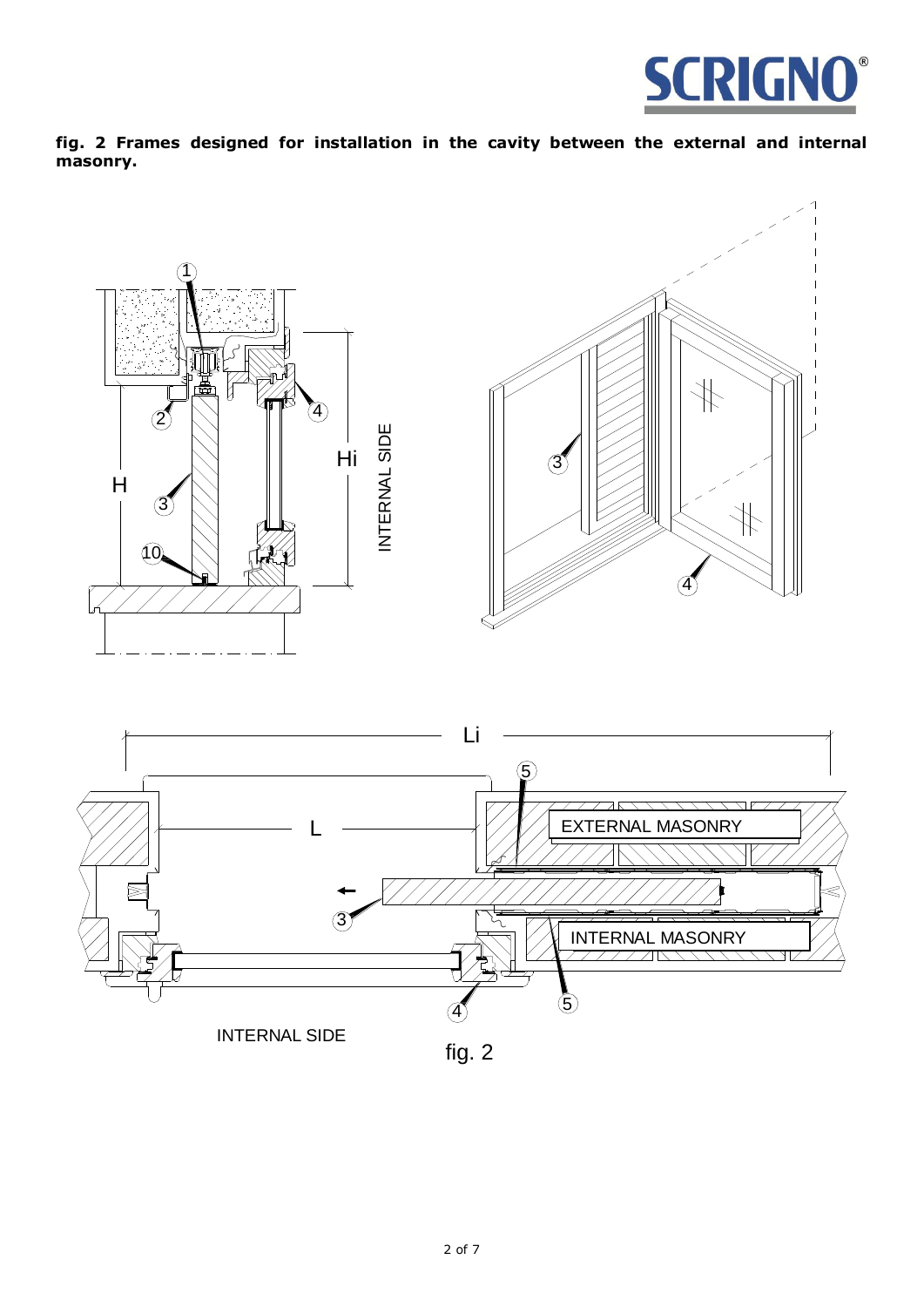**fig. 2 Frames designed for installation in the cavity between the external and internal masonry.**

fig. 2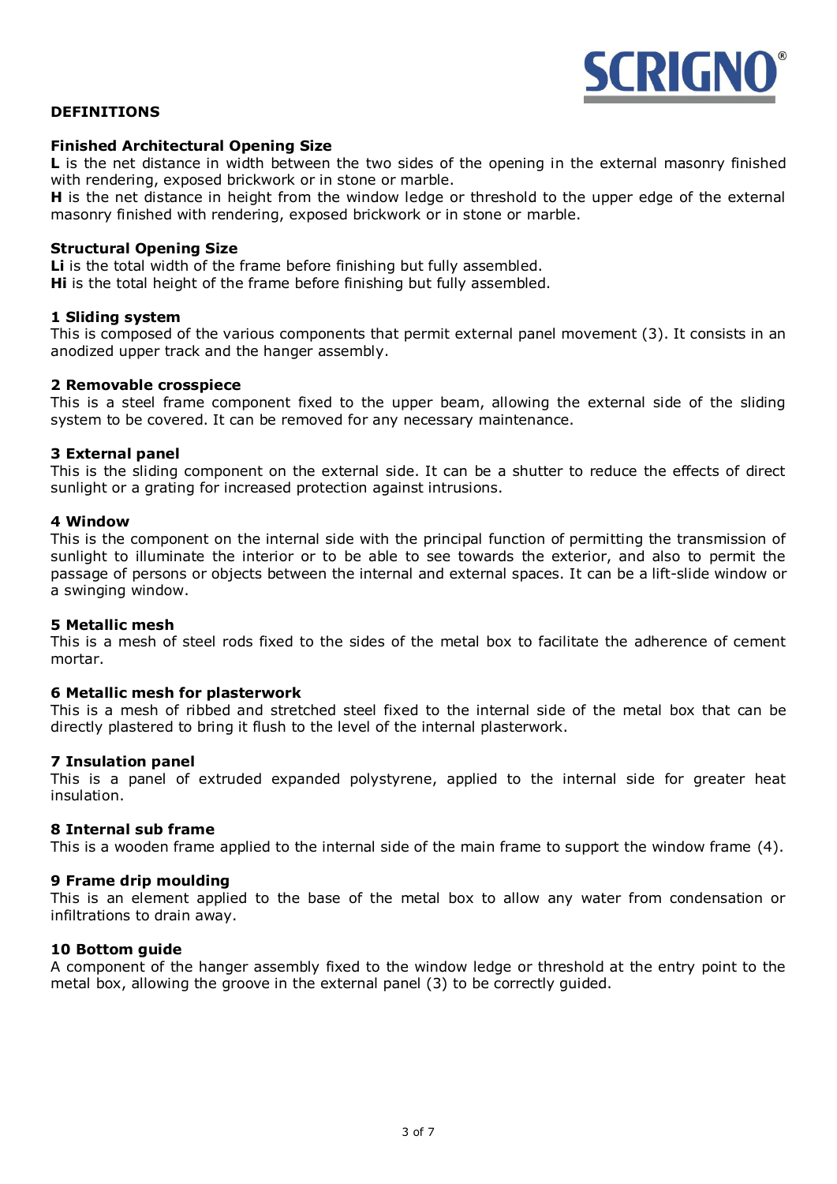## DEFINITIONS

### Finished Architectural Opening Size

**L** is the net distance in width between the two sides of the opening in the external masonry finished with rendering, exposed brickwork or in stone or marble.

**H** is the net distance in height from the window ledge or threshold to the upper edge of the external masonry finished with rendering, exposed brickwork or in stone or marble.

### Structural Opening Size

**Li** is the total width of the frame before finishing but fully assembled.
**Hi** is the total height of the frame before finishing but fully assembled.

### 1 Sliding system

This is composed of the various components that permit external panel movement (3). It consists in an anodized upper track and the hanger assembly.

### 2 Removable crosspiece

This is a steel frame component fixed to the upper beam, allowing the external side of the sliding system to be covered. It can be removed for any necessary maintenance.

### 3 External panel

This is the sliding component on the external side. It can be a shutter to reduce the effects of direct sunlight or a grating for increased protection against intrusions.

### 4 Window

This is the component on the internal side with the principal function of permitting the transmission of sunlight to illuminate the interior or to be able to see towards the exterior, and also to permit the passage of persons or objects between the internal and external spaces. It can be a lift-slide window or a swinging window.

### 5 Metallic mesh

This is a mesh of steel rods fixed to the sides of the metal box to facilitate the adherence of cement mortar.

### 6 Metallic mesh for plasterwork

This is a mesh of ribbed and stretched steel fixed to the internal side of the metal box that can be directly plastered to bring it flush to the level of the internal plasterwork.

### 7 Insulation panel

This is a panel of extruded expanded polystyrene, applied to the internal side for greater heat insulation.

### 8 Internal sub frame

This is a wooden frame applied to the internal side of the main frame to support the window frame (4).

### 9 Frame drip moulding

This is an element applied to the base of the metal box to allow any water from condensation or infiltrations to drain away.

### 10 Bottom guide

A component of the hanger assembly fixed to the window ledge or threshold at the entry point to the metal box, allowing the groove in the external panel (3) to be correctly guided.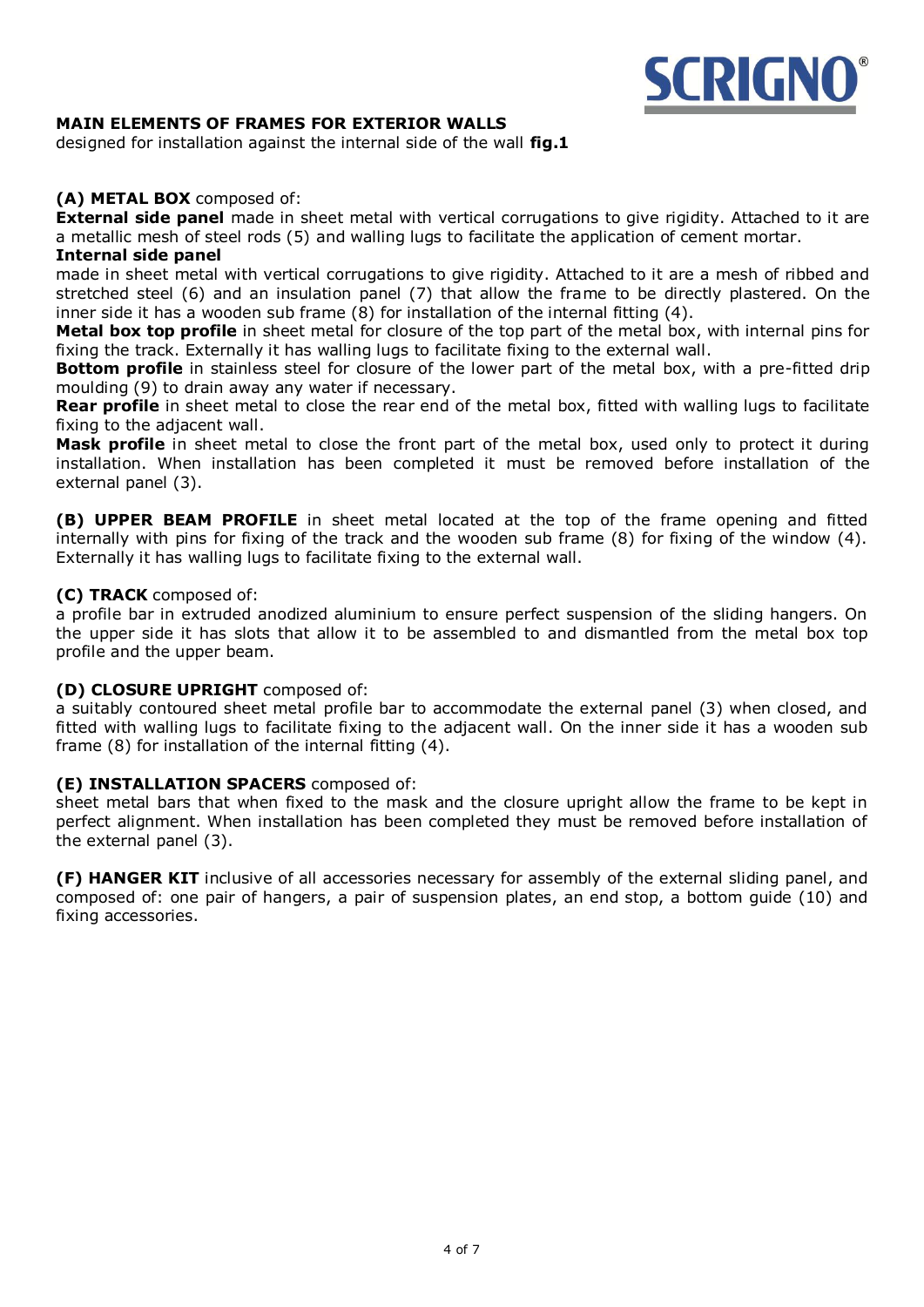SCRIGNO®

## MAIN ELEMENTS OF FRAMES FOR EXTERIOR WALLS

designed for installation against the internal side of the wall **fig.1**

**(A) METAL BOX** composed of:

**External side panel** made in sheet metal with vertical corrugations to give rigidity. Attached to it are a metallic mesh of steel rods (5) and walling lugs to facilitate the application of cement mortar.

**Internal side panel**

made in sheet metal with vertical corrugations to give rigidity. Attached to it are a mesh of ribbed and stretched steel (6) and an insulation panel (7) that allow the frame to be directly plastered. On the inner side it has a wooden sub frame (8) for installation of the internal fitting (4).

**Metal box top profile** in sheet metal for closure of the top part of the metal box, with internal pins for fixing the track. Externally it has walling lugs to facilitate fixing to the external wall.

**Bottom profile** in stainless steel for closure of the lower part of the metal box, with a pre-fitted drip moulding (9) to drain away any water if necessary.

**Rear profile** in sheet metal to close the rear end of the metal box, fitted with walling lugs to facilitate fixing to the adjacent wall.

**Mask profile** in sheet metal to close the front part of the metal box, used only to protect it during installation. When installation has been completed it must be removed before installation of the external panel (3).

**(B) UPPER BEAM PROFILE** in sheet metal located at the top of the frame opening and fitted internally with pins for fixing of the track and the wooden sub frame (8) for fixing of the window (4). Externally it has walling lugs to facilitate fixing to the external wall.

**(C) TRACK** composed of:

a profile bar in extruded anodized aluminium to ensure perfect suspension of the sliding hangers. On the upper side it has slots that allow it to be assembled to and dismantled from the metal box top profile and the upper beam.

**(D) CLOSURE UPRIGHT** composed of:

a suitably contoured sheet metal profile bar to accommodate the external panel (3) when closed, and fitted with walling lugs to facilitate fixing to the adjacent wall. On the inner side it has a wooden sub frame (8) for installation of the internal fitting (4).

**(E) INSTALLATION SPACERS** composed of:

sheet metal bars that when fixed to the mask and the closure upright allow the frame to be kept in perfect alignment. When installation has been completed they must be removed before installation of the external panel (3).

**(F) HANGER KIT** inclusive of all accessories necessary for assembly of the external sliding panel, and composed of: one pair of hangers, a pair of suspension plates, an end stop, a bottom guide (10) and fixing accessories.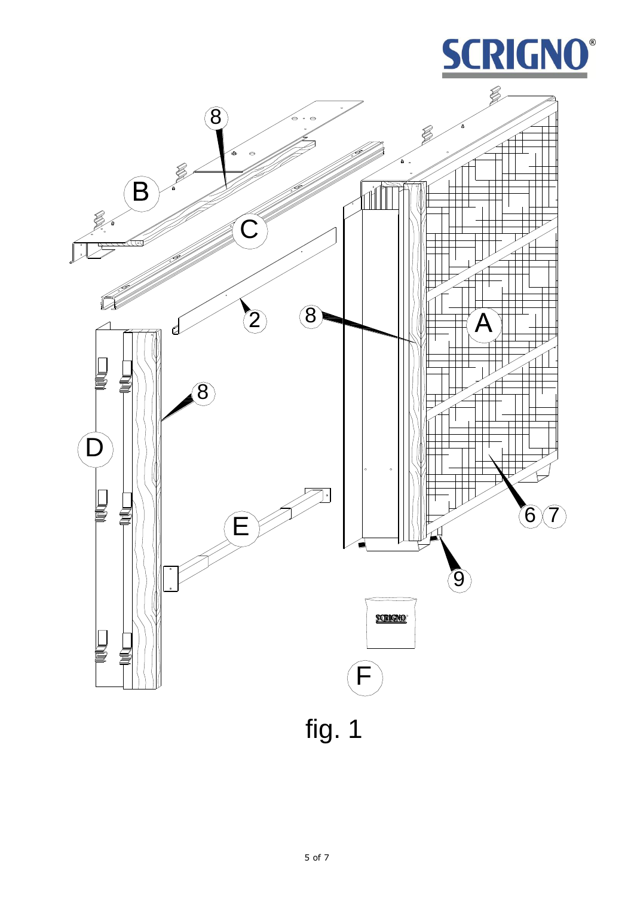fig. 1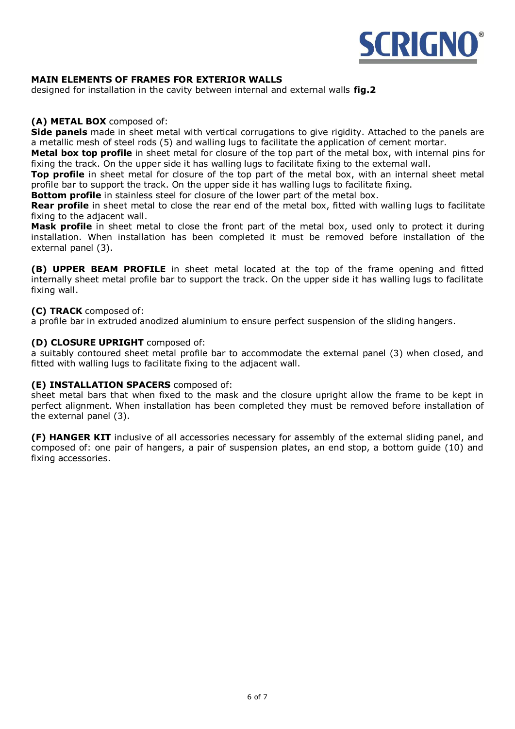## MAIN ELEMENTS OF FRAMES FOR EXTERIOR WALLS

designed for installation in the cavity between internal and external walls **fig.2**

**(A) METAL BOX** composed of:

**Side panels** made in sheet metal with vertical corrugations to give rigidity. Attached to the panels are a metallic mesh of steel rods (5) and walling lugs to facilitate the application of cement mortar.

**Metal box top profile** in sheet metal for closure of the top part of the metal box, with internal pins for fixing the track. On the upper side it has walling lugs to facilitate fixing to the external wall.

**Top profile** in sheet metal for closure of the top part of the metal box, with an internal sheet metal profile bar to support the track. On the upper side it has walling lugs to facilitate fixing.

**Bottom profile** in stainless steel for closure of the lower part of the metal box.

**Rear profile** in sheet metal to close the rear end of the metal box, fitted with walling lugs to facilitate fixing to the adjacent wall.

**Mask profile** in sheet metal to close the front part of the metal box, used only to protect it during installation. When installation has been completed it must be removed before installation of the external panel (3).

**(B) UPPER BEAM PROFILE** in sheet metal located at the top of the frame opening and fitted internally sheet metal profile bar to support the track. On the upper side it has walling lugs to facilitate fixing wall.

**(C) TRACK** composed of:
a profile bar in extruded anodized aluminium to ensure perfect suspension of the sliding hangers.

**(D) CLOSURE UPRIGHT** composed of:
a suitably contoured sheet metal profile bar to accommodate the external panel (3) when closed, and fitted with walling lugs to facilitate fixing to the adjacent wall.

**(E) INSTALLATION SPACERS** composed of:
sheet metal bars that when fixed to the mask and the closure upright allow the frame to be kept in perfect alignment. When installation has been completed they must be removed before installation of the external panel (3).

**(F) HANGER KIT** inclusive of all accessories necessary for assembly of the external sliding panel, and composed of: one pair of hangers, a pair of suspension plates, an end stop, a bottom guide (10) and fixing accessories.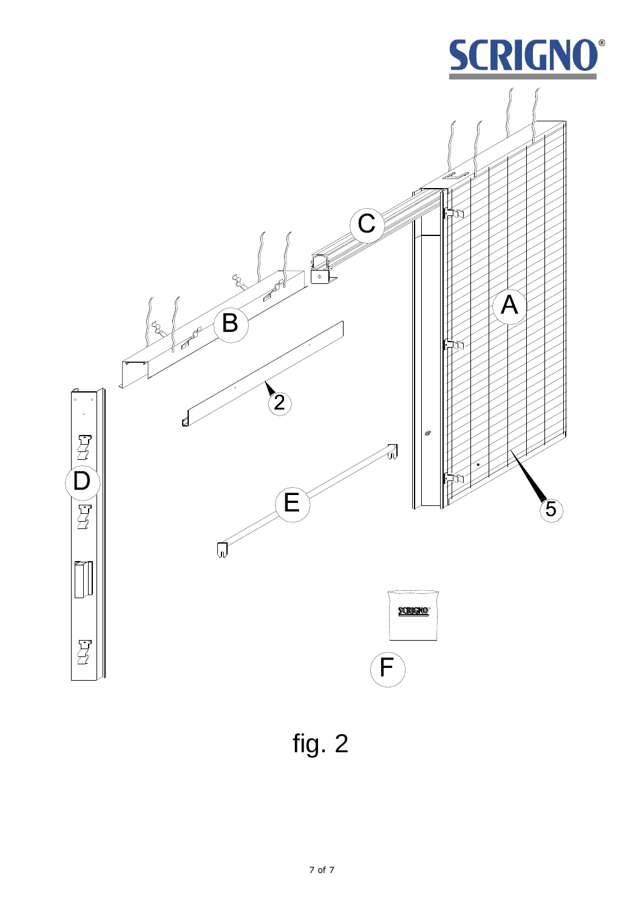SCRIGNO®

A

B

C

D

E

F

2

5

fig. 2